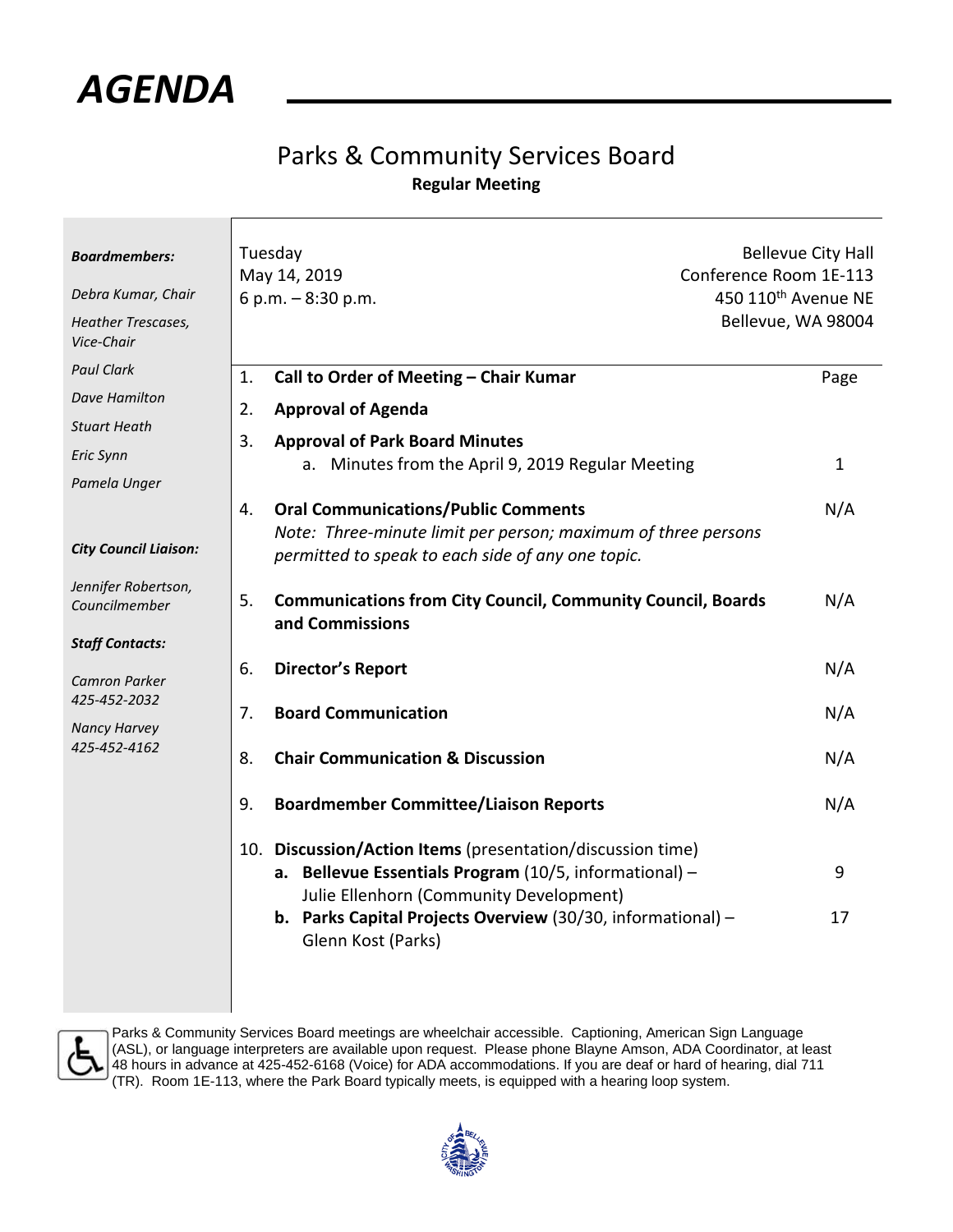# AGENDA

## Parks & Community Services Board

**Regular Meeting**

***Boardmembers:***

*Debra Kumar, Chair*

*Heather Trescases, Vice-Chair*

*Paul Clark*

*Dave Hamilton*

*Stuart Heath*

*Eric Synn*

*Pamela Unger*

***City Council Liaison:***

*Jennifer Robertson, Councilmember*

***Staff Contacts:***

*Camron Parker*
*425-452-2032*

*Nancy Harvey*
*425-452-4162*

Tuesday
May 14, 2019
6 p.m. – 8:30 p.m.

Bellevue City Hall
Conference Room 1E-113
450 110th Avenue NE
Bellevue, WA 98004

| | | Page |
|---|---|---|
| 1. | **Call to Order of Meeting – Chair Kumar** | |
| 2. | **Approval of Agenda** | |
| 3. | **Approval of Park Board Minutes** | |
| | a. Minutes from the April 9, 2019 Regular Meeting | 1 |
| 4. | **Oral Communications/Public Comments** *Note: Three-minute limit per person; maximum of three persons permitted to speak to each side of any one topic.* | N/A |
| 5. | **Communications from City Council, Community Council, Boards and Commissions** | N/A |
| 6. | **Director's Report** | N/A |
| 7. | **Board Communication** | N/A |
| 8. | **Chair Communication & Discussion** | N/A |
| 9. | **Boardmember Committee/Liaison Reports** | N/A |
| 10. | **Discussion/Action Items** (presentation/discussion time) | |
| | **a. Bellevue Essentials Program** (10/5, informational) – Julie Ellenhorn (Community Development) | 9 |
| | **b. Parks Capital Projects Overview** (30/30, informational) – Glenn Kost (Parks) | 17 |

Parks & Community Services Board meetings are wheelchair accessible. Captioning, American Sign Language (ASL), or language interpreters are available upon request. Please phone Blayne Amson, ADA Coordinator, at least 48 hours in advance at 425-452-6168 (Voice) for ADA accommodations. If you are deaf or hard of hearing, dial 711 (TR). Room 1E-113, where the Park Board typically meets, is equipped with a hearing loop system.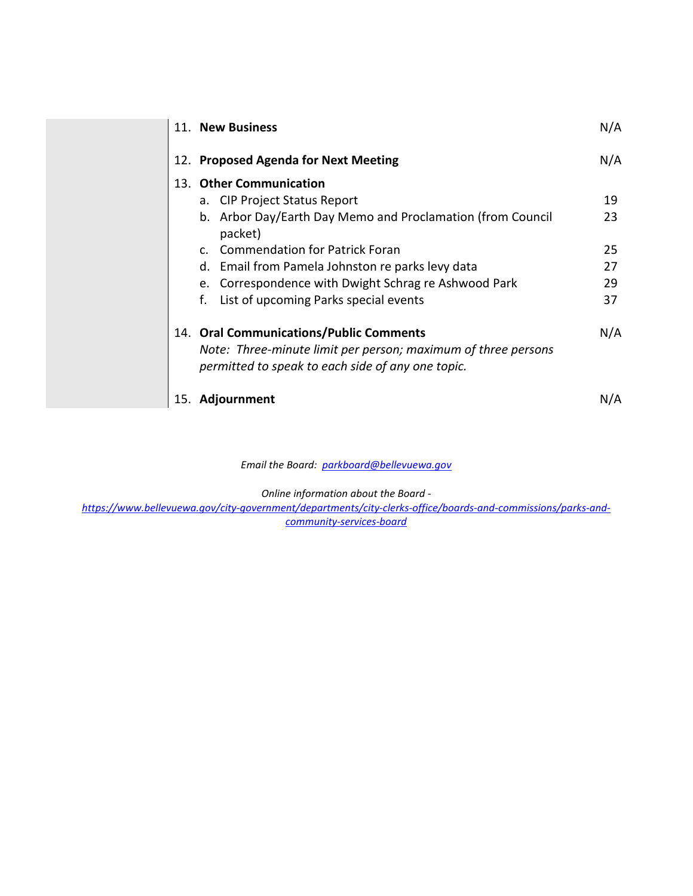| | | |
|---|---|---|
| | 11. **New Business** | N/A |
| | 12. **Proposed Agenda for Next Meeting** | N/A |
| | 13. **Other Communication** | |
| | a. CIP Project Status Report | 19 |
| | b. Arbor Day/Earth Day Memo and Proclamation (from Council packet) | 23 |
| | c. Commendation for Patrick Foran | 25 |
| | d. Email from Pamela Johnston re parks levy data | 27 |
| | e. Correspondence with Dwight Schrag re Ashwood Park | 29 |
| | f. List of upcoming Parks special events | 37 |
| | 14. **Oral Communications/Public Comments** *Note: Three-minute limit per person; maximum of three persons permitted to speak to each side of any one topic.* | N/A |
| | 15. **Adjournment** | N/A |

*Email the Board: [parkboard@bellevuewa.gov](mailto:parkboard@bellevuewa.gov)*

*Online information about the Board - [https://www.bellevuewa.gov/city-government/departments/city-clerks-office/boards-and-commissions/parks-and-community-services-board](https://www.bellevuewa.gov/city-government/departments/city-clerks-office/boards-and-commissions/parks-and-community-services-board)*